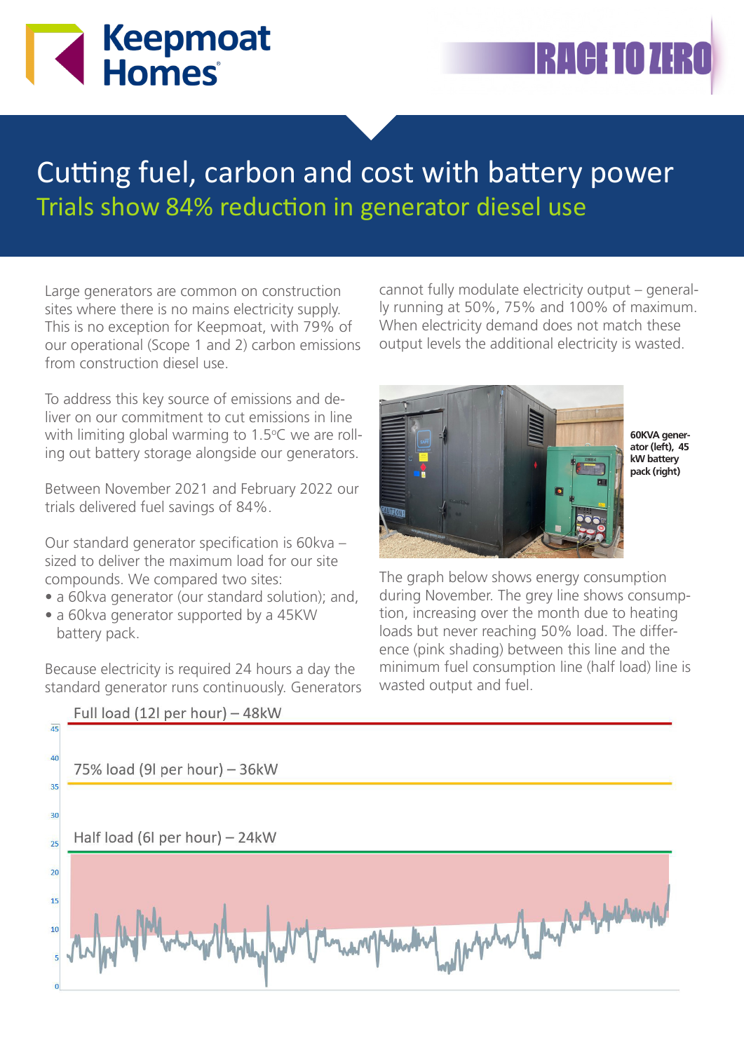Keepmoat Homes

RACE TO ZERO

# Cutting fuel, carbon and cost with battery power

## Trials show 84% reduction in generator diesel use

Large generators are common on construction sites where there is no mains electricity supply. This is no exception for Keepmoat, with 79% of our operational (Scope 1 and 2) carbon emissions from construction diesel use.

To address this key source of emissions and deliver on our commitment to cut emissions in line with limiting global warming to 1.5°C we are rolling out battery storage alongside our generators.

Between November 2021 and February 2022 our trials delivered fuel savings of 84%.

Our standard generator specification is 60kva – sized to deliver the maximum load for our site compounds. We compared two sites:

- a 60kva generator (our standard solution); and,
- a 60kva generator supported by a 45KW battery pack.

Because electricity is required 24 hours a day the standard generator runs continuously. Generators cannot fully modulate electricity output – generally running at 50%, 75% and 100% of maximum. When electricity demand does not match these output levels the additional electricity is wasted.

**60KVA generator (left), 45 kW battery pack (right)**

The graph below shows energy consumption during November. The grey line shows consumption, increasing over the month due to heating loads but never reaching 50% load. The difference (pink shading) between this line and the minimum fuel consumption line (half load) line is wasted output and fuel.

Full load (12l per hour) – 48kW

75% load (9l per hour) – 36kW

Half load (6l per hour) – 24kW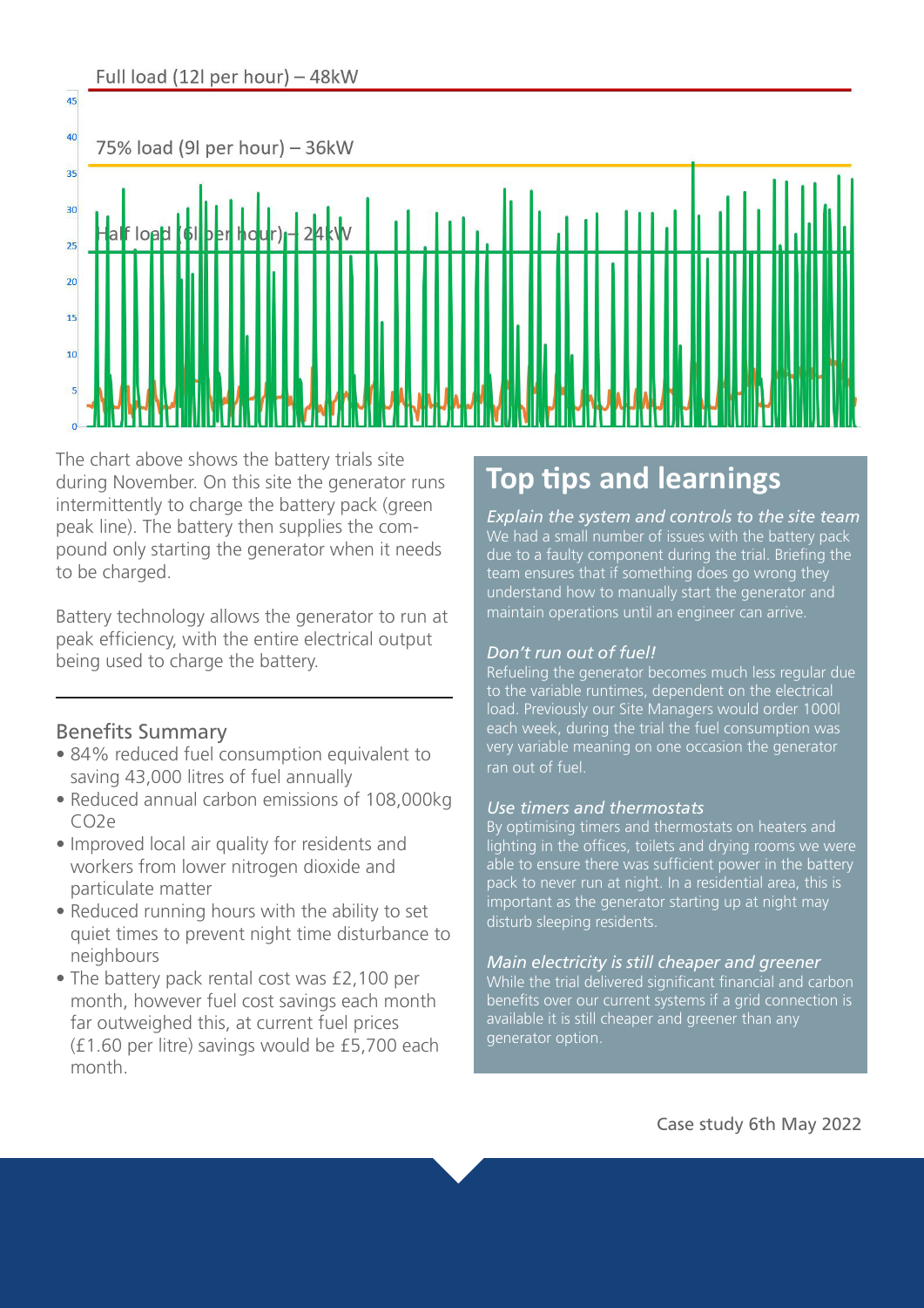Full load (12l per hour) – 48kW

75% load (9l per hour) – 36kW

Half load (6l per hour) – 24kW

45
40
35
30
25
20
15
10
5
0

The chart above shows the battery trials site during November. On this site the generator runs intermittently to charge the battery pack (green peak line). The battery then supplies the compound only starting the generator when it needs to be charged.

Battery technology allows the generator to run at peak efficiency, with the entire electrical output being used to charge the battery.

## Benefits Summary

- 84% reduced fuel consumption equivalent to saving 43,000 litres of fuel annually
- Reduced annual carbon emissions of 108,000kg CO2e
- Improved local air quality for residents and workers from lower nitrogen dioxide and particulate matter
- Reduced running hours with the ability to set quiet times to prevent night time disturbance to neighbours
- The battery pack rental cost was £2,100 per month, however fuel cost savings each month far outweighed this, at current fuel prices (£1.60 per litre) savings would be £5,700 each month.

## Top tips and learnings

*Explain the system and controls to the site team*

We had a small number of issues with the battery pack due to a faulty component during the trial. Briefing the team ensures that if something does go wrong they understand how to manually start the generator and maintain operations until an engineer can arrive.

*Don't run out of fuel!*

Refueling the generator becomes much less regular due to the variable runtimes, dependent on the electrical load. Previously our Site Managers would order 1000l each week, during the trial the fuel consumption was very variable meaning on one occasion the generator ran out of fuel.

*Use timers and thermostats*

By optimising timers and thermostats on heaters and lighting in the offices, toilets and drying rooms we were able to ensure there was sufficient power in the battery pack to never run at night. In a residential area, this is important as the generator starting up at night may disturb sleeping residents.

*Main electricity is still cheaper and greener*

While the trial delivered significant financial and carbon benefits over our current systems if a grid connection is available it is still cheaper and greener than any generator option.

Case study 6th May 2022